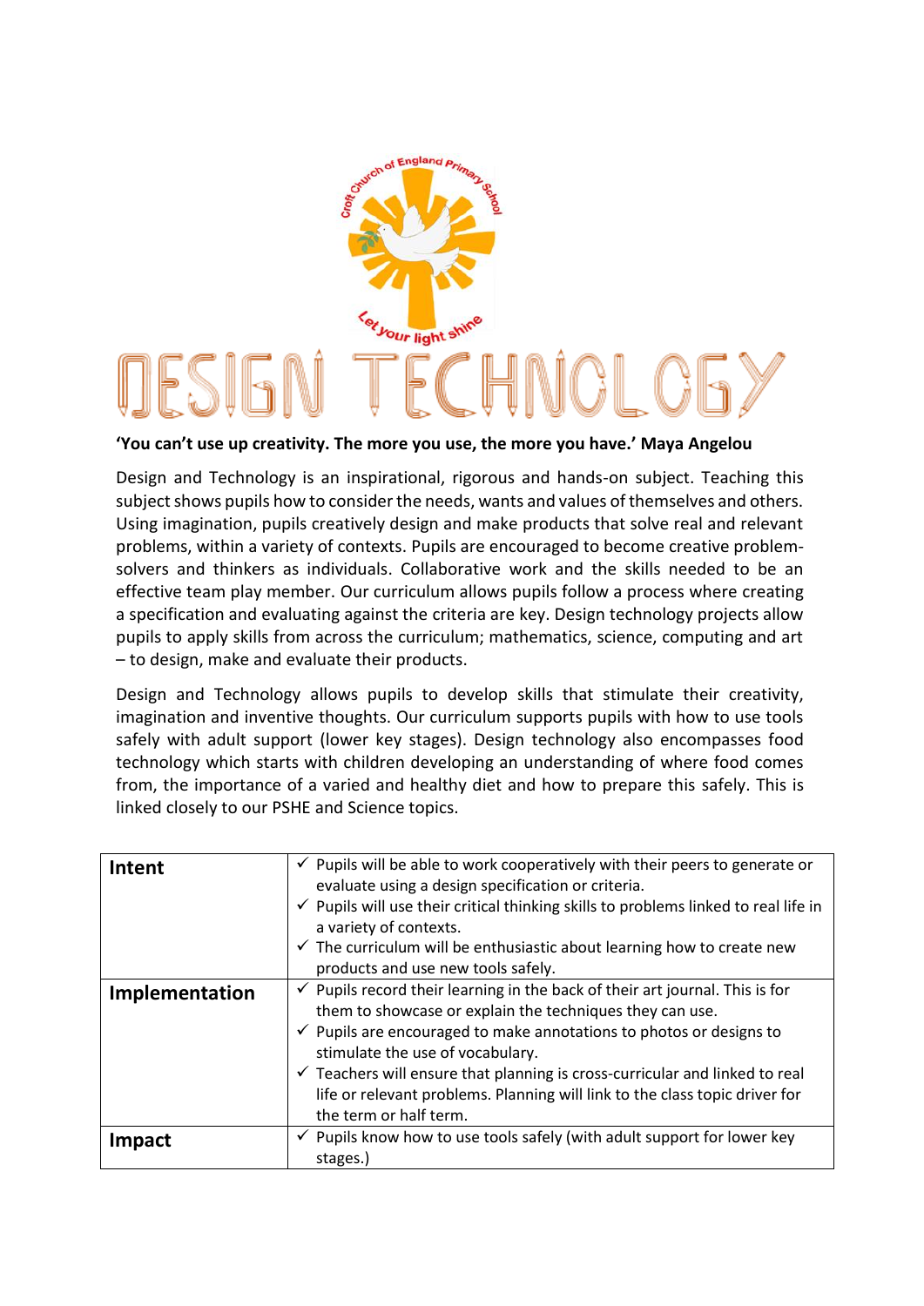# DESIGN TECHNOLOGY

**'You can't use up creativity. The more you use, the more you have.' Maya Angelou**

Design and Technology is an inspirational, rigorous and hands-on subject. Teaching this subject shows pupils how to consider the needs, wants and values of themselves and others. Using imagination, pupils creatively design and make products that solve real and relevant problems, within a variety of contexts. Pupils are encouraged to become creative problem-solvers and thinkers as individuals. Collaborative work and the skills needed to be an effective team play member. Our curriculum allows pupils follow a process where creating a specification and evaluating against the criteria are key. Design technology projects allow pupils to apply skills from across the curriculum; mathematics, science, computing and art – to design, make and evaluate their products.

Design and Technology allows pupils to develop skills that stimulate their creativity, imagination and inventive thoughts. Our curriculum supports pupils with how to use tools safely with adult support (lower key stages). Design technology also encompasses food technology which starts with children developing an understanding of where food comes from, the importance of a varied and healthy diet and how to prepare this safely. This is linked closely to our PSHE and Science topics.

| | |
|---|---|
| **Intent** | ✓ Pupils will be able to work cooperatively with their peers to generate or evaluate using a design specification or criteria.<br>✓ Pupils will use their critical thinking skills to problems linked to real life in a variety of contexts.<br>✓ The curriculum will be enthusiastic about learning how to create new products and use new tools safely. |
| **Implementation** | ✓ Pupils record their learning in the back of their art journal. This is for them to showcase or explain the techniques they can use.<br>✓ Pupils are encouraged to make annotations to photos or designs to stimulate the use of vocabulary.<br>✓ Teachers will ensure that planning is cross-curricular and linked to real life or relevant problems. Planning will link to the class topic driver for the term or half term. |
| **Impact** | ✓ Pupils know how to use tools safely (with adult support for lower key stages.) |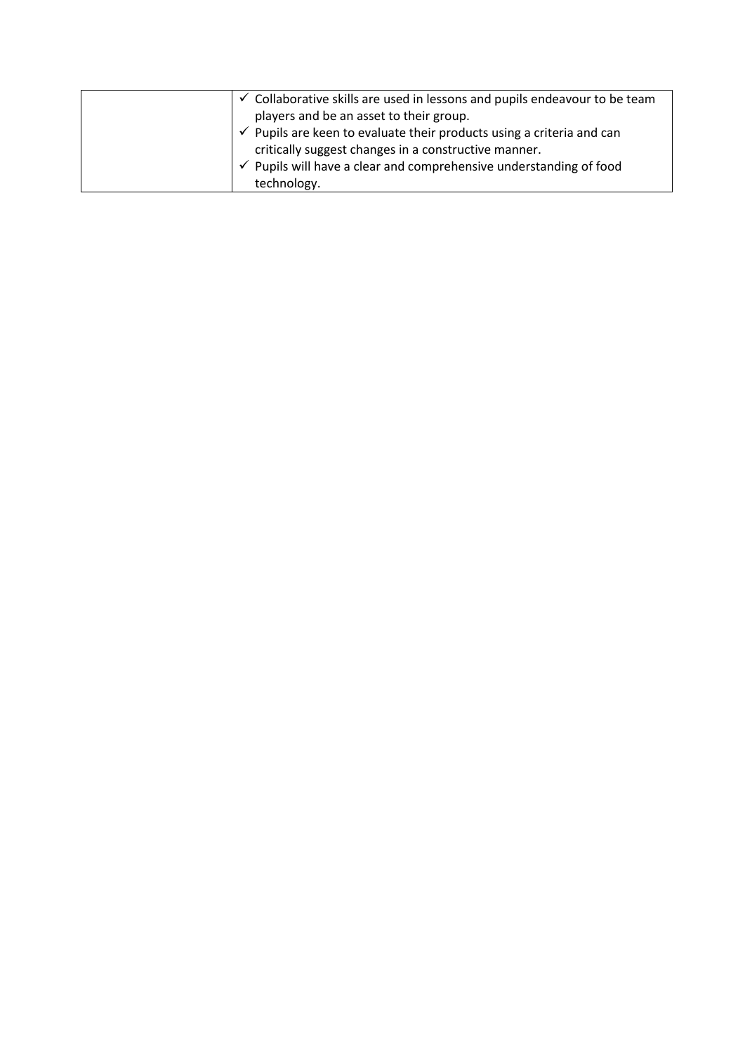| | |
|---|---|
| | ✓ Collaborative skills are used in lessons and pupils endeavour to be team players and be an asset to their group.<br>✓ Pupils are keen to evaluate their products using a criteria and can critically suggest changes in a constructive manner.<br>✓ Pupils will have a clear and comprehensive understanding of food technology. |